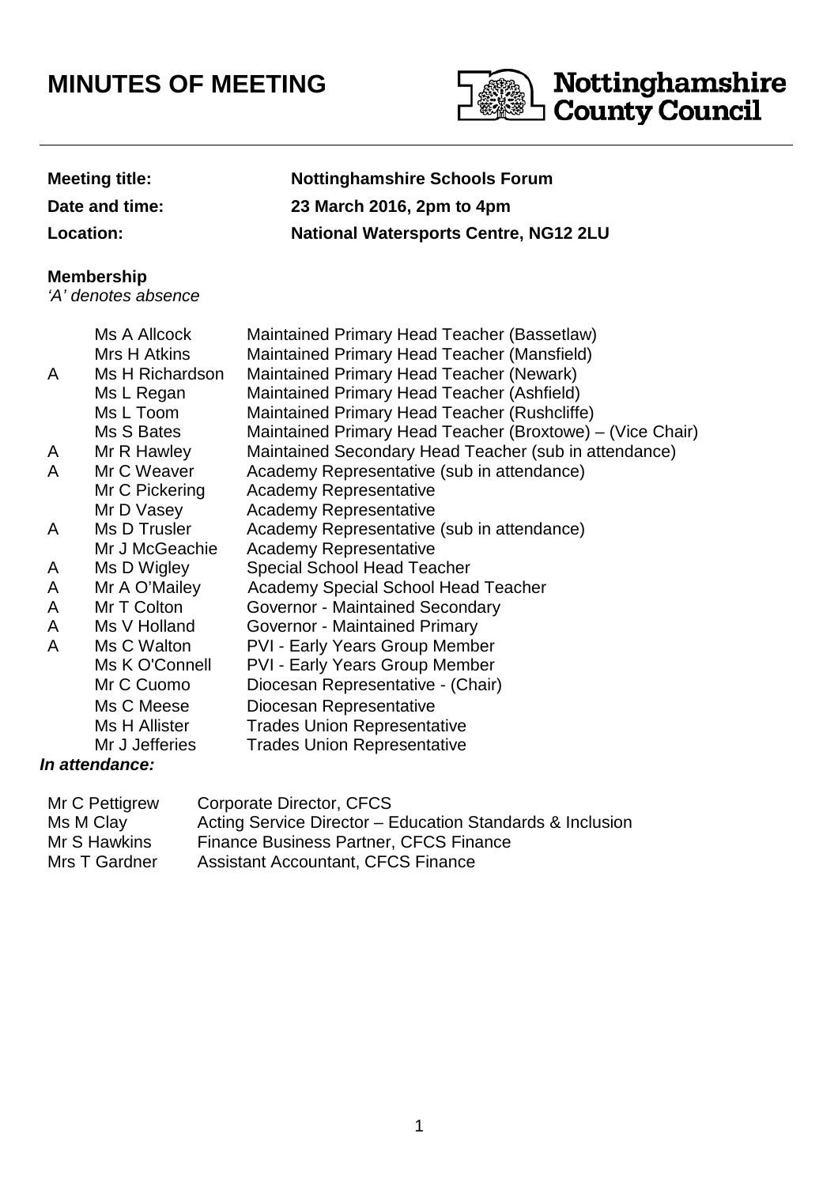# MINUTES OF MEETING

Nottinghamshire County Council

| | |
|---|---|
| **Meeting title:** | **Nottinghamshire Schools Forum** |
| **Date and time:** | **23 March 2016, 2pm to 4pm** |
| **Location:** | **National Watersports Centre, NG12 2LU** |

**Membership**
*'A' denotes absence*

| | | |
|---|---|---|
| | Ms A Allcock | Maintained Primary Head Teacher (Bassetlaw) |
| | Mrs H Atkins | Maintained Primary Head Teacher (Mansfield) |
| A | Ms H Richardson | Maintained Primary Head Teacher (Newark) |
| | Ms L Regan | Maintained Primary Head Teacher (Ashfield) |
| | Ms L Toom | Maintained Primary Head Teacher (Rushcliffe) |
| | Ms S Bates | Maintained Primary Head Teacher (Broxtowe) – (Vice Chair) |
| A | Mr R Hawley | Maintained Secondary Head Teacher (sub in attendance) |
| A | Mr C Weaver | Academy Representative (sub in attendance) |
| | Mr C Pickering | Academy Representative |
| | Mr D Vasey | Academy Representative |
| A | Ms D Trusler | Academy Representative (sub in attendance) |
| | Mr J McGeachie | Academy Representative |
| A | Ms D Wigley | Special School Head Teacher |
| A | Mr A O'Mailey | Academy Special School Head Teacher |
| A | Mr T Colton | Governor - Maintained Secondary |
| A | Ms V Holland | Governor - Maintained Primary |
| A | Ms C Walton | PVI - Early Years Group Member |
| | Ms K O'Connell | PVI - Early Years Group Member |
| | Mr C Cuomo | Diocesan Representative - (Chair) |
| | Ms C Meese | Diocesan Representative |
| | Ms H Allister | Trades Union Representative |
| | Mr J Jefferies | Trades Union Representative |

***In attendance:***

| | |
|---|---|
| Mr C Pettigrew | Corporate Director, CFCS |
| Ms M Clay | Acting Service Director – Education Standards & Inclusion |
| Mr S Hawkins | Finance Business Partner, CFCS Finance |
| Mrs T Gardner | Assistant Accountant, CFCS Finance |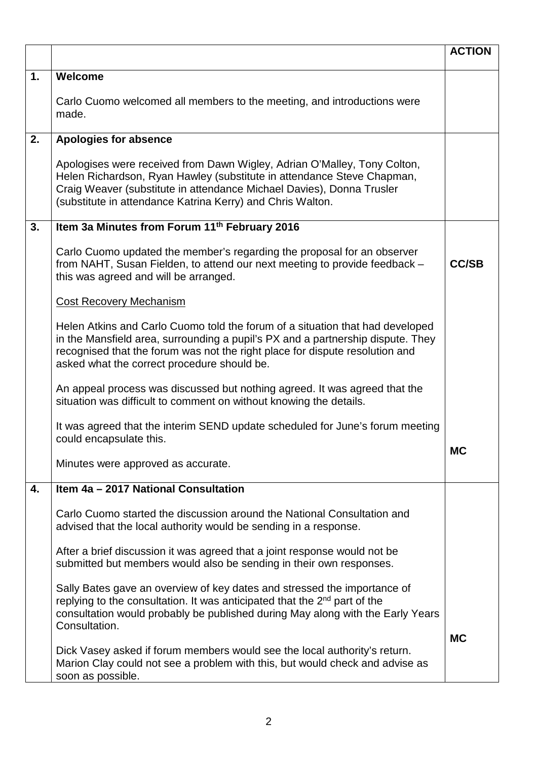| | | ACTION |
|---|---|---|
| **1.** | **Welcome**<br><br>Carlo Cuomo welcomed all members to the meeting, and introductions were made. | |
| **2.** | **Apologies for absence**<br><br>Apologises were received from Dawn Wigley, Adrian O'Malley, Tony Colton, Helen Richardson, Ryan Hawley (substitute in attendance Steve Chapman, Craig Weaver (substitute in attendance Michael Davies), Donna Trusler (substitute in attendance Katrina Kerry) and Chris Walton. | |
| **3.** | **Item 3a Minutes from Forum 11th February 2016**<br><br>Carlo Cuomo updated the member's regarding the proposal for an observer from NAHT, Susan Fielden, to attend our next meeting to provide feedback – this was agreed and will be arranged.<br><br><u>Cost Recovery Mechanism</u><br><br>Helen Atkins and Carlo Cuomo told the forum of a situation that had developed in the Mansfield area, surrounding a pupil's PX and a partnership dispute. They recognised that the forum was not the right place for dispute resolution and asked what the correct procedure should be.<br><br>An appeal process was discussed but nothing agreed. It was agreed that the situation was difficult to comment on without knowing the details.<br><br>It was agreed that the interim SEND update scheduled for June's forum meeting could encapsulate this.<br><br>Minutes were approved as accurate. | **CC/SB**<br><br><br><br><br><br><br><br><br><br>**MC** |
| **4.** | **Item 4a – 2017 National Consultation**<br><br>Carlo Cuomo started the discussion around the National Consultation and advised that the local authority would be sending in a response.<br><br>After a brief discussion it was agreed that a joint response would not be submitted but members would also be sending in their own responses.<br><br>Sally Bates gave an overview of key dates and stressed the importance of replying to the consultation. It was anticipated that the 2nd part of the consultation would probably be published during May along with the Early Years Consultation.<br><br>Dick Vasey asked if forum members would see the local authority's return. Marion Clay could not see a problem with this, but would check and advise as soon as possible. | <br><br><br><br><br><br><br><br><br><br>**MC** |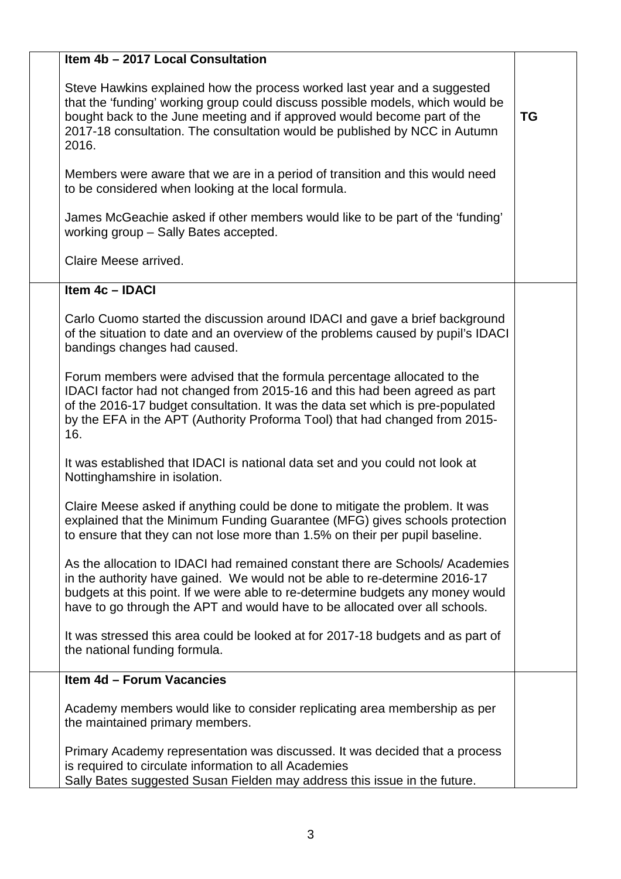| | | |
|---|---|---|
| | **Item 4b – 2017 Local Consultation**<br><br>Steve Hawkins explained how the process worked last year and a suggested that the 'funding' working group could discuss possible models, which would be bought back to the June meeting and if approved would become part of the 2017-18 consultation. The consultation would be published by NCC in Autumn 2016.<br><br>Members were aware that we are in a period of transition and this would need to be considered when looking at the local formula.<br><br>James McGeachie asked if other members would like to be part of the 'funding' working group – Sally Bates accepted.<br><br>Claire Meese arrived. | **TG** |
| | **Item 4c – IDACI**<br><br>Carlo Cuomo started the discussion around IDACI and gave a brief background of the situation to date and an overview of the problems caused by pupil's IDACI bandings changes had caused.<br><br>Forum members were advised that the formula percentage allocated to the IDACI factor had not changed from 2015-16 and this had been agreed as part of the 2016-17 budget consultation. It was the data set which is pre-populated by the EFA in the APT (Authority Proforma Tool) that had changed from 2015-16.<br><br>It was established that IDACI is national data set and you could not look at Nottinghamshire in isolation.<br><br>Claire Meese asked if anything could be done to mitigate the problem. It was explained that the Minimum Funding Guarantee (MFG) gives schools protection to ensure that they can not lose more than 1.5% on their per pupil baseline.<br><br>As the allocation to IDACI had remained constant there are Schools/ Academies in the authority have gained. We would not be able to re-determine 2016-17 budgets at this point. If we were able to re-determine budgets any money would have to go through the APT and would have to be allocated over all schools.<br><br>It was stressed this area could be looked at for 2017-18 budgets and as part of the national funding formula. | |
| | **Item 4d – Forum Vacancies**<br><br>Academy members would like to consider replicating area membership as per the maintained primary members.<br><br>Primary Academy representation was discussed. It was decided that a process is required to circulate information to all Academies<br>Sally Bates suggested Susan Fielden may address this issue in the future. | |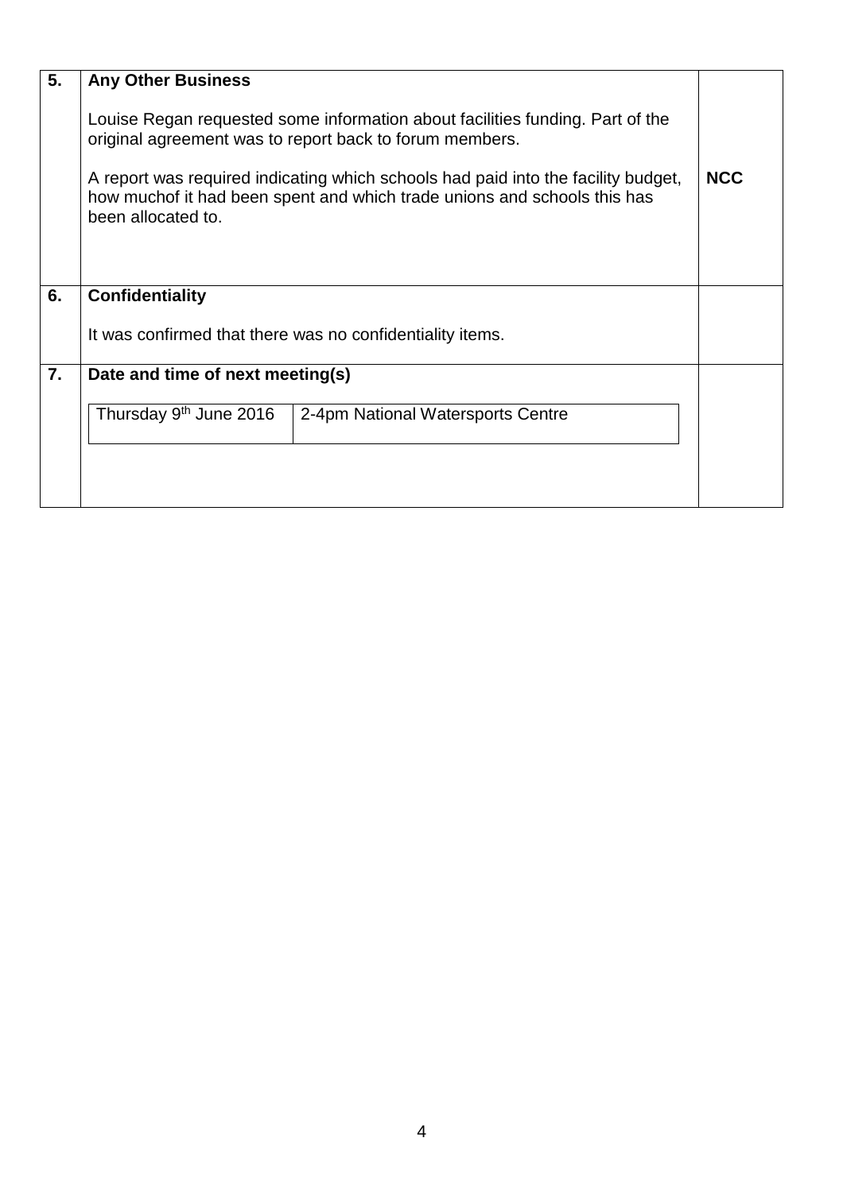| | | |
|---|---|---|
| **5.** | **Any Other Business**<br><br>Louise Regan requested some information about facilities funding. Part of the original agreement was to report back to forum members.<br><br>A report was required indicating which schools had paid into the facility budget, how muchof it had been spent and which trade unions and schools this has been allocated to. | **NCC** |
| **6.** | **Confidentiality**<br><br>It was confirmed that there was no confidentiality items. | |
| **7.** | **Date and time of next meeting(s)**<br><br>Thursday 9th June 2016 — 2-4pm National Watersports Centre | |